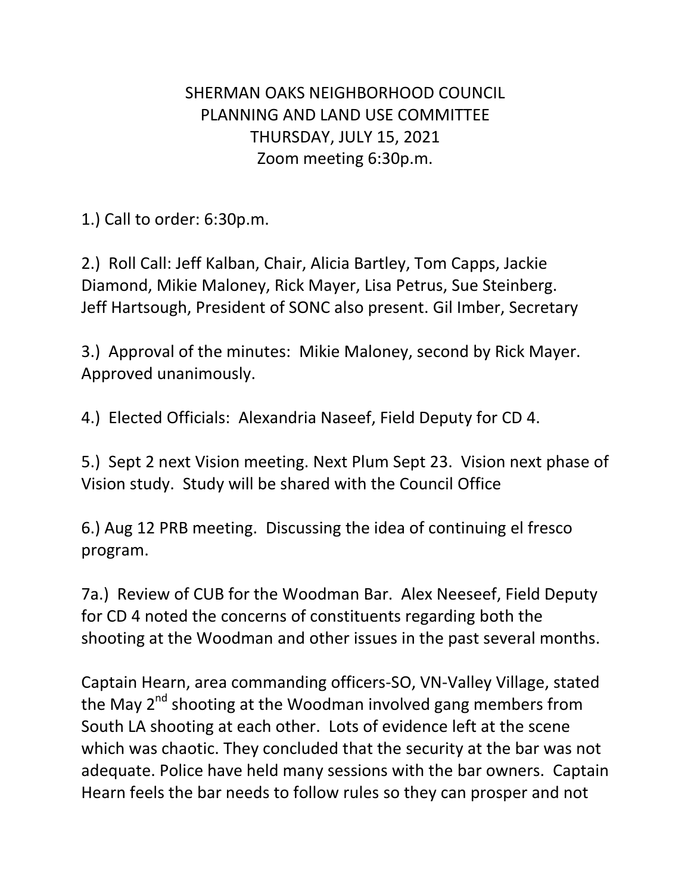# SHERMAN OAKS NEIGHBORHOOD COUNCIL
## PLANNING AND LAND USE COMMITTEE
### THURSDAY, JULY 15, 2021
### Zoom meeting 6:30p.m.

1.) Call to order: 6:30p.m.

2.) Roll Call: Jeff Kalban, Chair, Alicia Bartley, Tom Capps, Jackie Diamond, Mikie Maloney, Rick Mayer, Lisa Petrus, Sue Steinberg. Jeff Hartsough, President of SONC also present. Gil Imber, Secretary

3.) Approval of the minutes: Mikie Maloney, second by Rick Mayer. Approved unanimously.

4.) Elected Officials: Alexandria Naseef, Field Deputy for CD 4.

5.) Sept 2 next Vision meeting. Next Plum Sept 23. Vision next phase of Vision study. Study will be shared with the Council Office

6.) Aug 12 PRB meeting. Discussing the idea of continuing el fresco program.

7a.) Review of CUB for the Woodman Bar. Alex Neeseef, Field Deputy for CD 4 noted the concerns of constituents regarding both the shooting at the Woodman and other issues in the past several months.

Captain Hearn, area commanding officers-SO, VN-Valley Village, stated the May 2nd shooting at the Woodman involved gang members from South LA shooting at each other. Lots of evidence left at the scene which was chaotic. They concluded that the security at the bar was not adequate. Police have held many sessions with the bar owners. Captain Hearn feels the bar needs to follow rules so they can prosper and not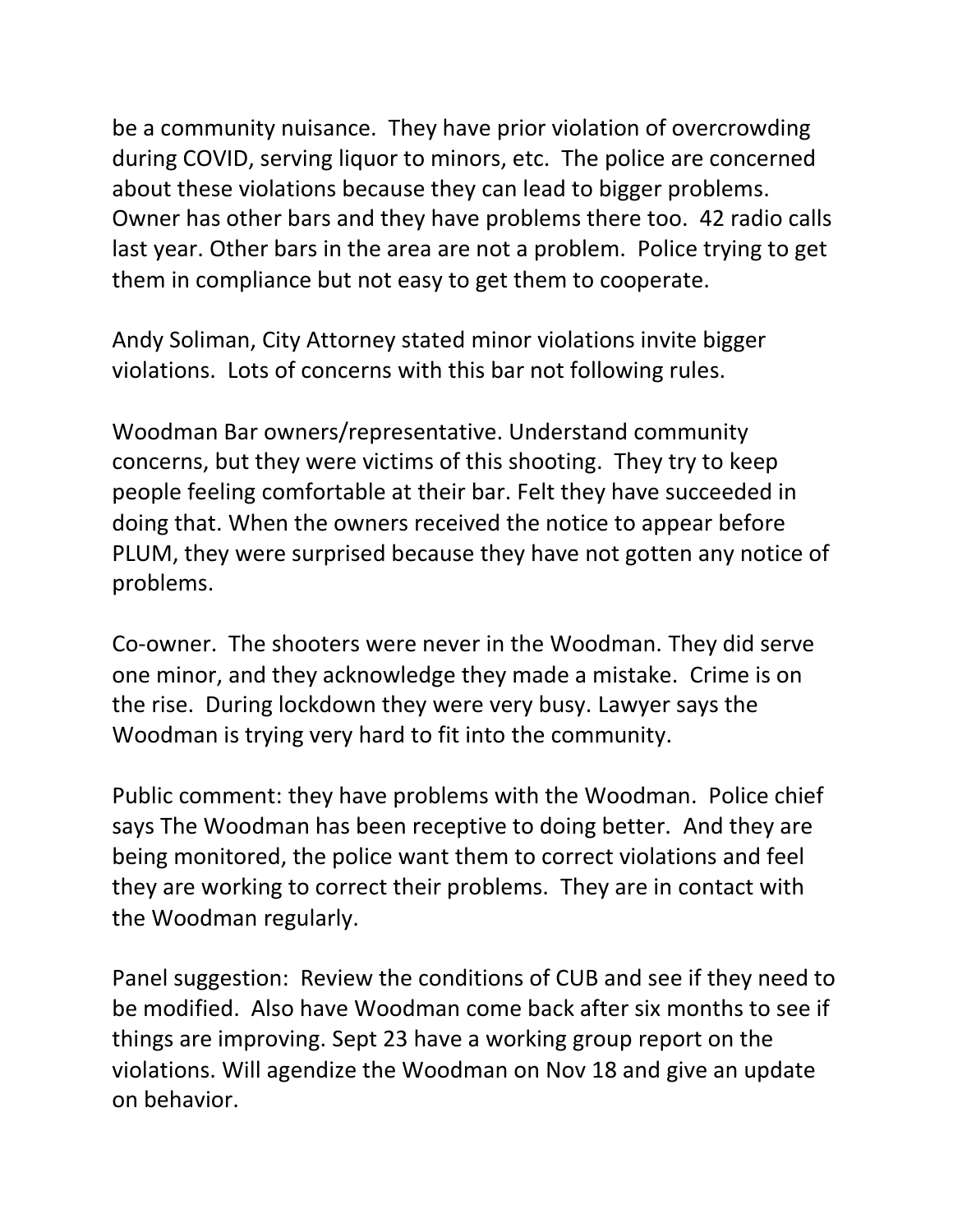be a community nuisance. They have prior violation of overcrowding during COVID, serving liquor to minors, etc. The police are concerned about these violations because they can lead to bigger problems. Owner has other bars and they have problems there too. 42 radio calls last year. Other bars in the area are not a problem. Police trying to get them in compliance but not easy to get them to cooperate.

Andy Soliman, City Attorney stated minor violations invite bigger violations. Lots of concerns with this bar not following rules.

Woodman Bar owners/representative. Understand community concerns, but they were victims of this shooting. They try to keep people feeling comfortable at their bar. Felt they have succeeded in doing that. When the owners received the notice to appear before PLUM, they were surprised because they have not gotten any notice of problems.

Co-owner. The shooters were never in the Woodman. They did serve one minor, and they acknowledge they made a mistake. Crime is on the rise. During lockdown they were very busy. Lawyer says the Woodman is trying very hard to fit into the community.

Public comment: they have problems with the Woodman. Police chief says The Woodman has been receptive to doing better. And they are being monitored, the police want them to correct violations and feel they are working to correct their problems. They are in contact with the Woodman regularly.

Panel suggestion: Review the conditions of CUB and see if they need to be modified. Also have Woodman come back after six months to see if things are improving. Sept 23 have a working group report on the violations. Will agendize the Woodman on Nov 18 and give an update on behavior.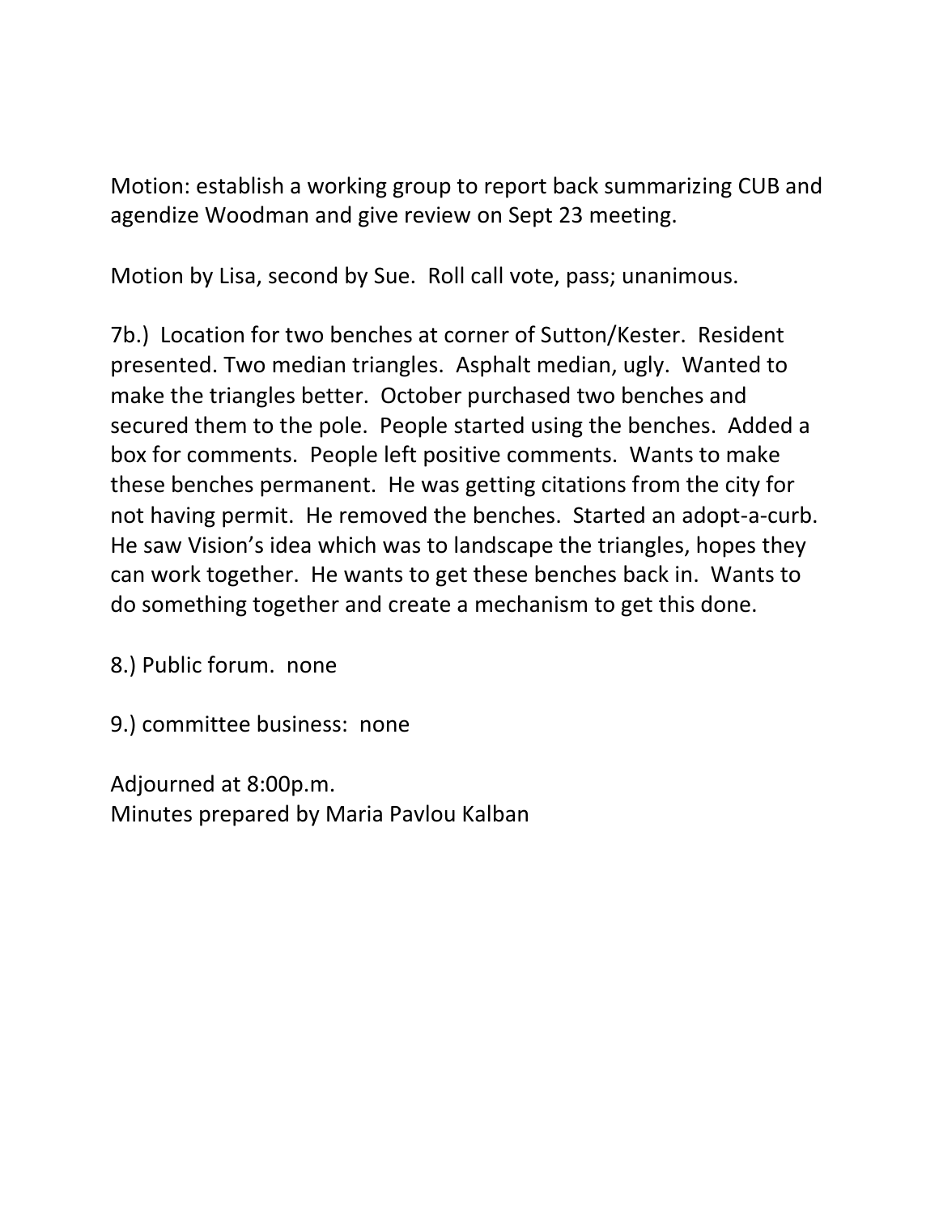Motion: establish a working group to report back summarizing CUB and agendize Woodman and give review on Sept 23 meeting.

Motion by Lisa, second by Sue. Roll call vote, pass; unanimous.

7b.) Location for two benches at corner of Sutton/Kester. Resident presented. Two median triangles. Asphalt median, ugly. Wanted to make the triangles better. October purchased two benches and secured them to the pole. People started using the benches. Added a box for comments. People left positive comments. Wants to make these benches permanent. He was getting citations from the city for not having permit. He removed the benches. Started an adopt-a-curb. He saw Vision's idea which was to landscape the triangles, hopes they can work together. He wants to get these benches back in. Wants to do something together and create a mechanism to get this done.

8.) Public forum. none

9.) committee business: none

Adjourned at 8:00p.m.
Minutes prepared by Maria Pavlou Kalban